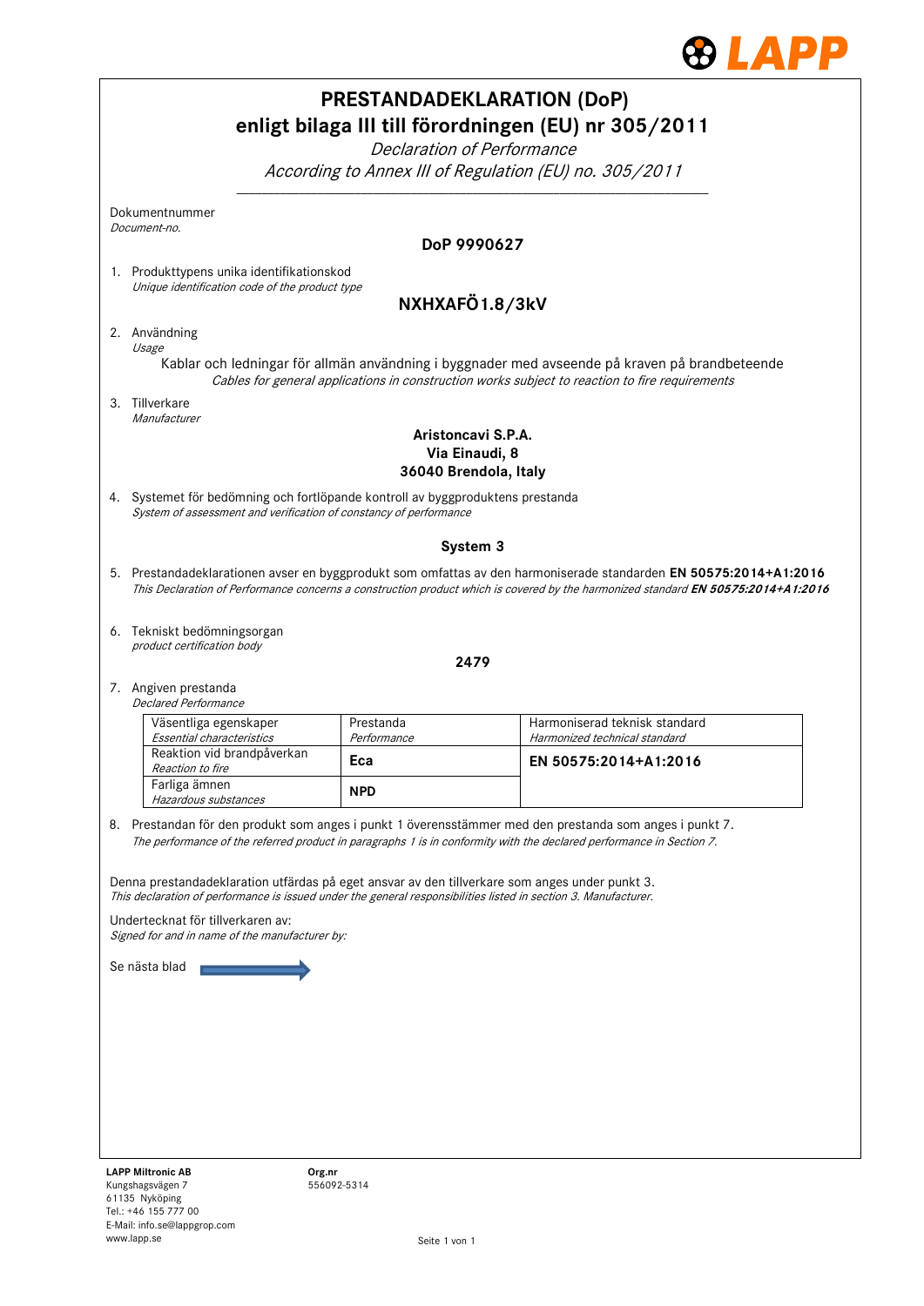# PRESTANDADEKLARATION (DoP)
# enligt bilaga III till förordningen (EU) nr 305/2011

*Declaration of Performance*
*According to Annex III of Regulation (EU) no. 305/2011*

Dokumentnummer
*Document-no.*

**DoP 9990627**

1. Produkttypens unika identifikationskod
   *Unique identification code of the product type*

   **NXHXAFÖ1.8/3kV**

2. Användning
   *Usage*

   Kablar och ledningar för allmän användning i byggnader med avseende på kraven på brandbeteende
   *Cables for general applications in construction works subject to reaction to fire requirements*

3. Tillverkare
   *Manufacturer*

   **Aristoncavi S.P.A.**
   **Via Einaudi, 8**
   **36040 Brendola, Italy**

4. Systemet för bedömning och fortlöpande kontroll av byggproduktens prestanda
   *System of assessment and verification of constancy of performance*

   **System 3**

5. Prestandadeklarationen avser en byggprodukt som omfattas av den harmoniserade standarden **EN 50575:2014+A1:2016**
   *This Declaration of Performance concerns a construction product which is covered by the harmonized standard* ***EN 50575:2014+A1:2016***

6. Tekniskt bedömningsorgan
   *product certification body*

   **2479**

7. Angiven prestanda
   *Declared Performance*

| Väsentliga egenskaper *Essential characteristics* | Prestanda *Performance* | Harmoniserad teknisk standard *Harmonized technical standard* |
|---|---|---|
| Reaktion vid brandpåverkan *Reaction to fire* | **Eca** | **EN 50575:2014+A1:2016** |
| Farliga ämnen *Hazardous substances* | **NPD** | |

8. Prestandan för den produkt som anges i punkt 1 överensstämmer med den prestanda som anges i punkt 7.
   *The performance of the referred product in paragraphs 1 is in conformity with the declared performance in Section 7.*

Denna prestandadeklaration utfärdas på eget ansvar av den tillverkare som anges under punkt 3.
*This declaration of performance is issued under the general responsibilities listed in section 3. Manufacturer.*

Undertecknat för tillverkaren av:
*Signed for and in name of the manufacturer by:*

Se nästa blad →

**LAPP Miltronic AB**
Kungshagsvägen 7
61135 Nyköping
Tel.: +46 155 777 00
E-Mail: info.se@lappgrop.com
www.lapp.se

**Org.nr**
556092-5314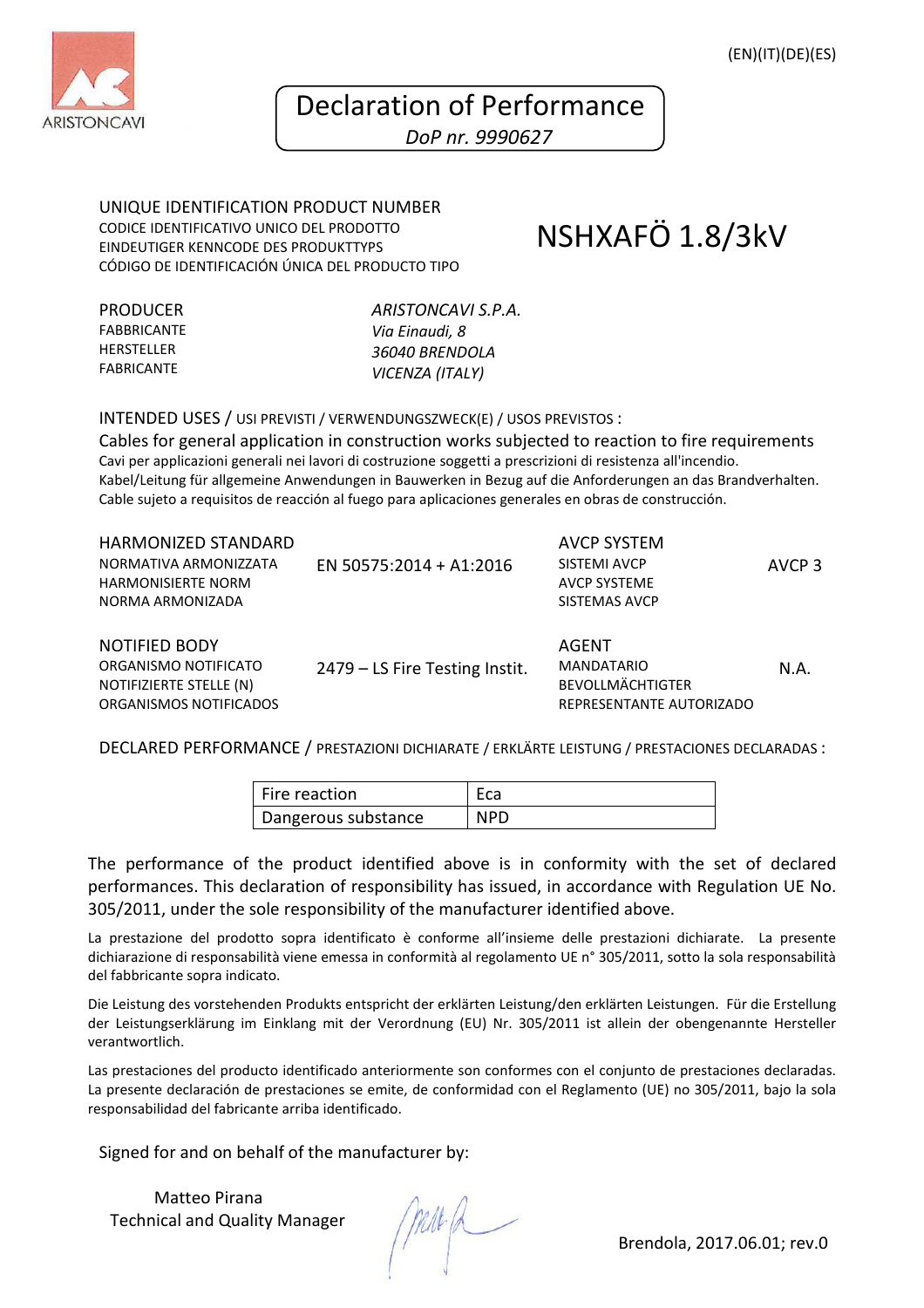ARISTONCAVI

(EN)(IT)(DE)(ES)

# Declaration of Performance

*DoP nr. 9990627*

UNIQUE IDENTIFICATION PRODUCT NUMBER
CODICE IDENTIFICATIVO UNICO DEL PRODOTTO
EINDEUTIGER KENNCODE DES PRODUKTTYPS
CÓDIGO DE IDENTIFICACIÓN ÚNICA DEL PRODUCTO TIPO

## NSHXAFÖ 1.8/3kV

PRODUCER
FABBRICANTE
HERSTELLER
FABRICANTE

*ARISTONCAVI S.P.A.*
*Via Einaudi, 8*
*36040 BRENDOLA*
*VICENZA (ITALY)*

INTENDED USES / USI PREVISTI / VERWENDUNGSZWECK(E) / USOS PREVISTOS :

Cables for general application in construction works subjected to reaction to fire requirements
Cavi per applicazioni generali nei lavori di costruzione soggetti a prescrizioni di resistenza all'incendio.
Kabel/Leitung für allgemeine Anwendungen in Bauwerken in Bezug auf die Anforderungen an das Brandverhalten.
Cable sujeto a requisitos de reacción al fuego para aplicaciones generales en obras de construcción.

HARMONIZED STANDARD
NORMATIVA ARMONIZZATA
HARMONISIERTE NORM
NORMA ARMONIZADA

EN 50575:2014 + A1:2016

AVCP SYSTEM
SISTEMI AVCP
AVCP SYSTEME
SISTEMAS AVCP

AVCP 3

NOTIFIED BODY
ORGANISMO NOTIFICATO
NOTIFIZIERTE STELLE (N)
ORGANISMOS NOTIFICADOS

2479 – LS Fire Testing Instit.

AGENT
MANDATARIO
BEVOLLMÄCHTIGTER
REPRESENTANTE AUTORIZADO

N.A.

DECLARED PERFORMANCE / PRESTAZIONI DICHIARATE / ERKLÄRTE LEISTUNG / PRESTACIONES DECLARADAS :

| Fire reaction | Eca |
|---|---|
| Dangerous substance | NPD |

The performance of the product identified above is in conformity with the set of declared performances. This declaration of responsibility has issued, in accordance with Regulation UE No. 305/2011, under the sole responsibility of the manufacturer identified above.

La prestazione del prodotto sopra identificato è conforme all'insieme delle prestazioni dichiarate. La presente dichiarazione di responsabilità viene emessa in conformità al regolamento UE n° 305/2011, sotto la sola responsabilità del fabbricante sopra indicato.

Die Leistung des vorstehenden Produkts entspricht der erklärten Leistung/den erklärten Leistungen. Für die Erstellung der Leistungserklärung im Einklang mit der Verordnung (EU) Nr. 305/2011 ist allein der obengenannte Hersteller verantwortlich.

Las prestaciones del producto identificado anteriormente son conformes con el conjunto de prestaciones declaradas. La presente declaración de prestaciones se emite, de conformidad con el Reglamento (UE) no 305/2011, bajo la sola responsabilidad del fabricante arriba identificado.

Signed for and on behalf of the manufacturer by:

Matteo Pirana
Technical and Quality Manager

Brendola, 2017.06.01; rev.0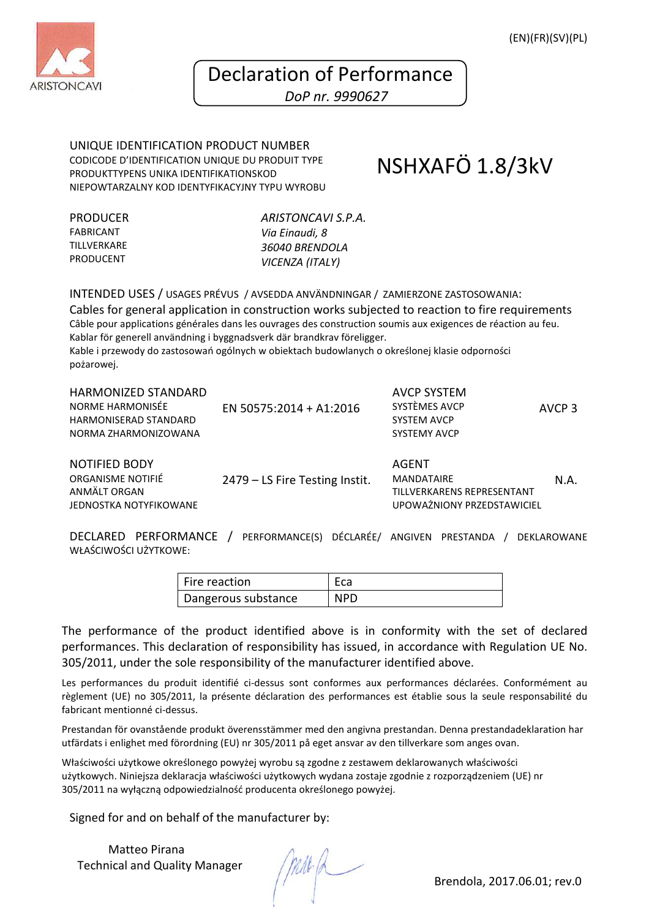(EN)(FR)(SV)(PL)

ARISTONCAVI

# Declaration of Performance

*DoP nr. 9990627*

UNIQUE IDENTIFICATION PRODUCT NUMBER
CODICODE D'IDENTIFICATION UNIQUE DU PRODUIT TYPE
PRODUKTTYPENS UNIKA IDENTIFIKATIONSKOD
NIEPOWTARZALNY KOD IDENTYFIKACYJNY TYPU WYROBU

## NSHXAFÖ 1.8/3kV

PRODUCER
FABRICANT
TILLVERKARE
PRODUCENT

*ARISTONCAVI S.P.A.*
*Via Einaudi, 8*
*36040 BRENDOLA*
*VICENZA (ITALY)*

INTENDED USES / USAGES PRÉVUS / AVSEDDA ANVÄNDNINGAR / ZAMIERZONE ZASTOSOWANIA:

Cables for general application in construction works subjected to reaction to fire requirements
Câble pour applications générales dans les ouvrages des construction soumis aux exigences de réaction au feu.
Kablar för generell användning i byggnadsverk där brandkrav föreligger.
Kable i przewody do zastosowań ogólnych w obiektach budowlanych o określonej klasie odporności pożarowej.

| | | | |
|---|---|---|---|
| HARMONIZED STANDARD<br>NORME HARMONISÉE<br>HARMONISERAD STANDARD<br>NORMA ZHARMONIZOWANA | EN 50575:2014 + A1:2016 | AVCP SYSTEM<br>SYSTÈMES AVCP<br>SYSTEM AVCP<br>SYSTEMY AVCP | AVCP 3 |
| NOTIFIED BODY<br>ORGANISME NOTIFIÉ<br>ANMÄLT ORGAN<br>JEDNOSTKA NOTYFIKOWANE | 2479 – LS Fire Testing Instit. | AGENT<br>MANDATAIRE<br>TILLVERKARENS REPRESENTANT<br>UPOWAŻNIONY PRZEDSTAWICIEL | N.A. |

DECLARED PERFORMANCE / PERFORMANCE(S) DÉCLARÉE/ ANGIVEN PRESTANDA / DEKLAROWANE WŁAŚCIWOŚCI UŻYTKOWE:

| | |
|---|---|
| Fire reaction | Eca |
| Dangerous substance | NPD |

The performance of the product identified above is in conformity with the set of declared performances. This declaration of responsibility has issued, in accordance with Regulation UE No. 305/2011, under the sole responsibility of the manufacturer identified above.

Les performances du produit identifié ci-dessus sont conformes aux performances déclarées. Conformément au règlement (UE) no 305/2011, la présente déclaration des performances est établie sous la seule responsabilité du fabricant mentionné ci-dessus.

Prestandan för ovanstående produkt överensstämmer med den angivna prestandan. Denna prestandadeklaration har utfärdats i enlighet med förordning (EU) nr 305/2011 på eget ansvar av den tillverkare som anges ovan.

Właściwości użytkowe określonego powyżej wyrobu są zgodne z zestawem deklarowanych właściwości użytkowych. Niniejsza deklaracja właściwości użytkowych wydana zostaje zgodnie z rozporządzeniem (UE) nr 305/2011 na wyłączną odpowiedzialność producenta określonego powyżej.

Signed for and on behalf of the manufacturer by:

Matteo Pirana
Technical and Quality Manager

Brendola, 2017.06.01; rev.0